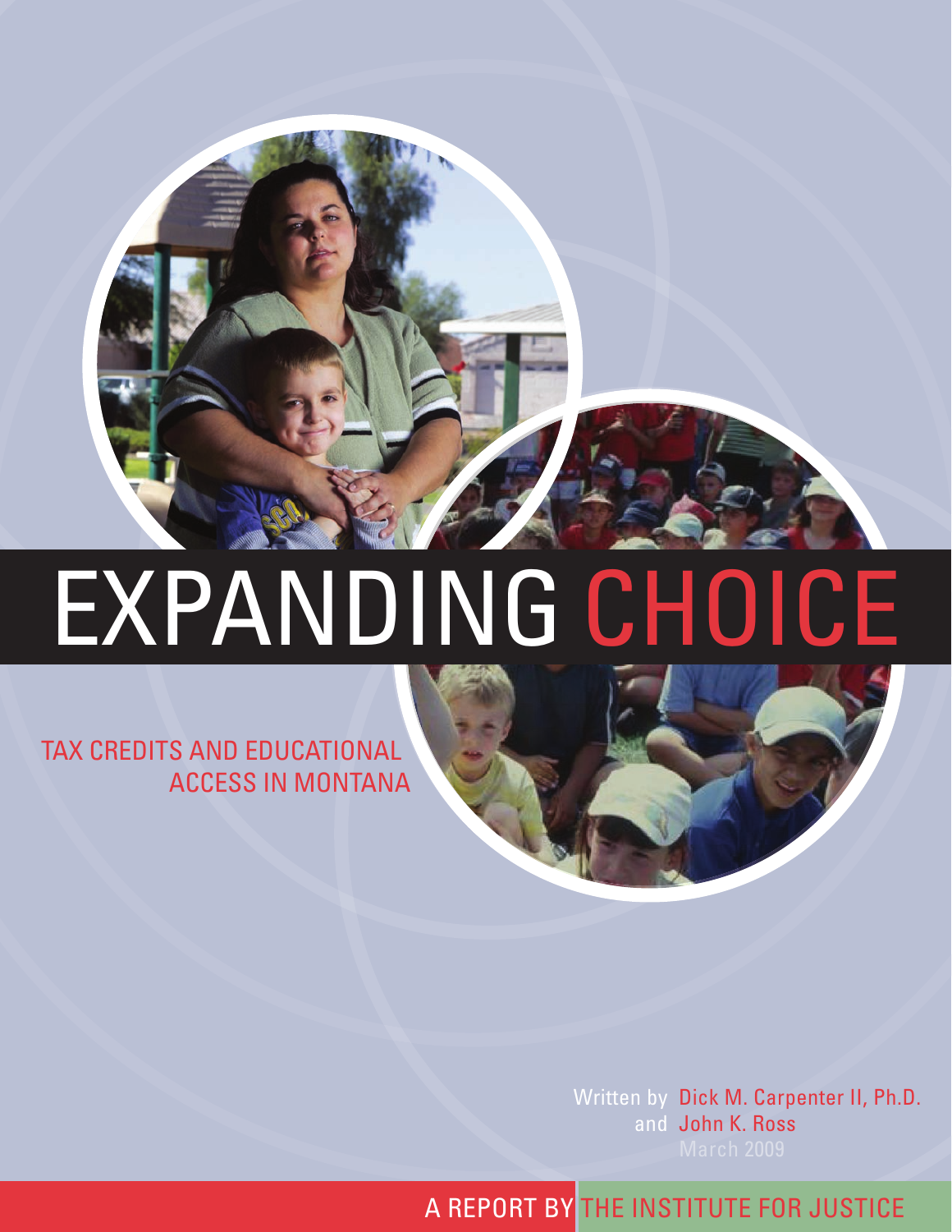# EXPANDING CHOICE

## TAX CREDITS AND EDUCATIONAL ACCESS IN MONTANA

Written by Dick M. Carpenter II, Ph.D.
and John K. Ross
March 2009

A REPORT BY THE INSTITUTE FOR JUSTICE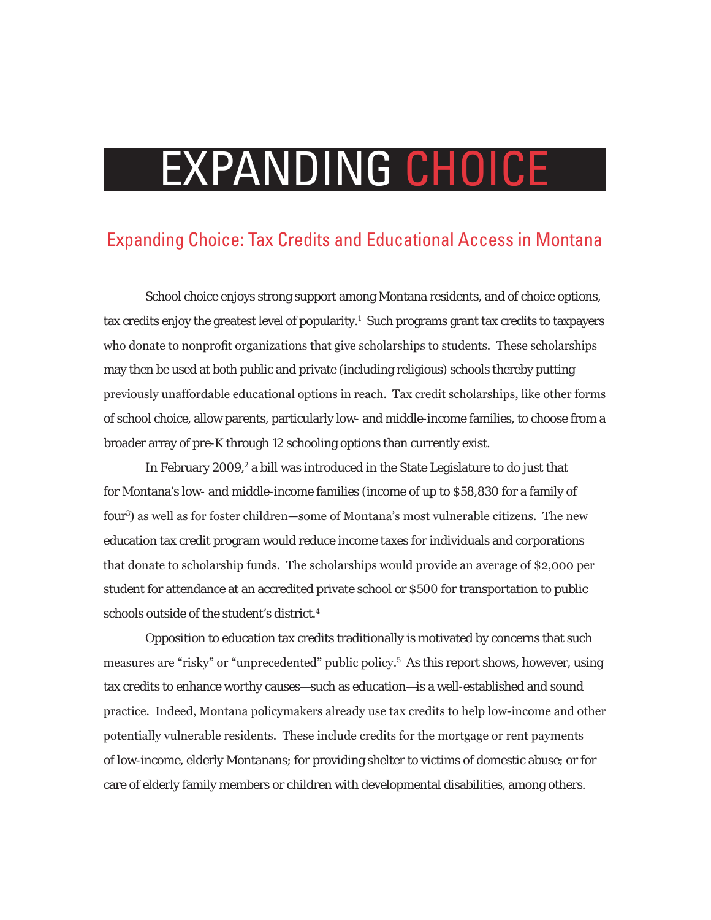# EXPANDING CHOICE

## Expanding Choice: Tax Credits and Educational Access in Montana

School choice enjoys strong support among Montana residents, and of choice options, tax credits enjoy the greatest level of popularity.[1] Such programs grant tax credits to taxpayers who donate to nonprofit organizations that give scholarships to students. These scholarships may then be used at both public and private (including religious) schools thereby putting previously unaffordable educational options in reach. Tax credit scholarships, like other forms of school choice, allow parents, particularly low- and middle-income families, to choose from a broader array of pre-K through 12 schooling options than currently exist.

In February 2009,[2] a bill was introduced in the State Legislature to do just that for Montana's low- and middle-income families (income of up to $58,830 for a family of four[3]) as well as for foster children—some of Montana's most vulnerable citizens. The new education tax credit program would reduce income taxes for individuals and corporations that donate to scholarship funds. The scholarships would provide an average of $2,000 per student for attendance at an accredited private school or $500 for transportation to public schools outside of the student's district.[4]

Opposition to education tax credits traditionally is motivated by concerns that such measures are "risky" or "unprecedented" public policy.[5] As this report shows, however, using tax credits to enhance worthy causes—such as education—is a well-established and sound practice. Indeed, Montana policymakers already use tax credits to help low-income and other potentially vulnerable residents. These include credits for the mortgage or rent payments of low-income, elderly Montanans; for providing shelter to victims of domestic abuse; or for care of elderly family members or children with developmental disabilities, among others.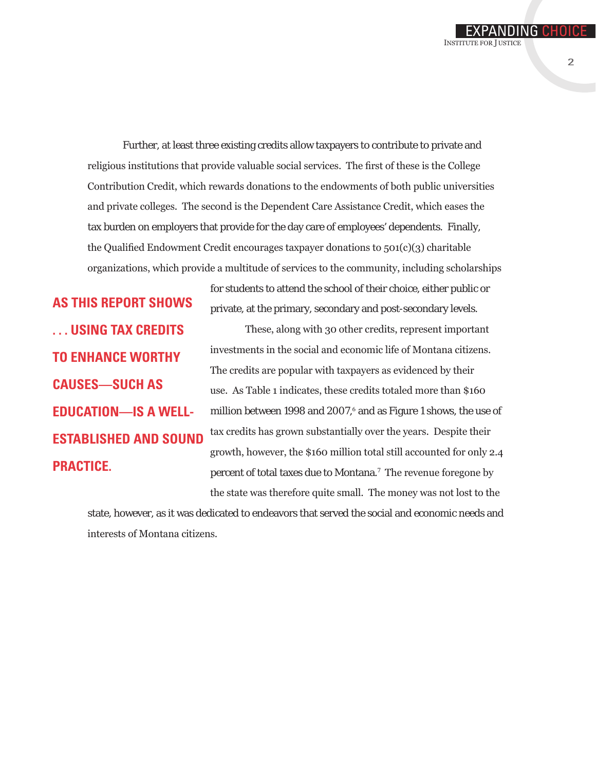Further, at least three existing credits allow taxpayers to contribute to private and religious institutions that provide valuable social services. The first of these is the College Contribution Credit, which rewards donations to the endowments of both public universities and private colleges. The second is the Dependent Care Assistance Credit, which eases the tax burden on employers that provide for the day care of employees' dependents. Finally, the Qualified Endowment Credit encourages taxpayer donations to 501(c)(3) charitable organizations, which provide a multitude of services to the community, including scholarships for students to attend the school of their choice, either public or private, at the primary, secondary and post-secondary levels.

**AS THIS REPORT SHOWS . . . USING TAX CREDITS TO ENHANCE WORTHY CAUSES—SUCH AS EDUCATION—IS A WELL-ESTABLISHED AND SOUND PRACTICE.**

These, along with 30 other credits, represent important investments in the social and economic life of Montana citizens. The credits are popular with taxpayers as evidenced by their use. As Table 1 indicates, these credits totaled more than $160 million between 1998 and 2007,[6] and as Figure 1 shows, the use of tax credits has grown substantially over the years. Despite their growth, however, the $160 million total still accounted for only 2.4 percent of total taxes due to Montana.[7] The revenue foregone by the state was therefore quite small. The money was not lost to the state, however, as it was dedicated to endeavors that served the social and economic needs and interests of Montana citizens.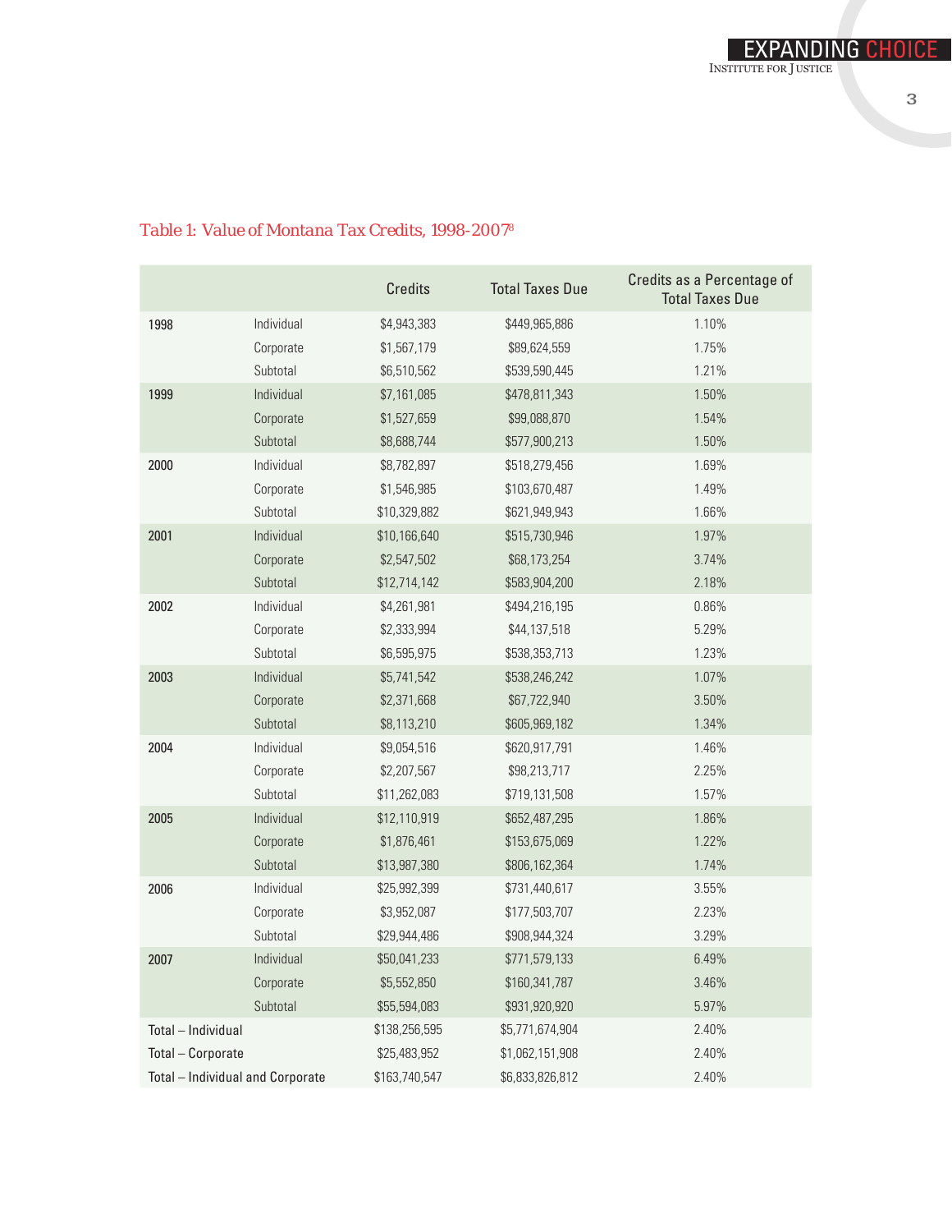Table 1: Value of Montana Tax Credits, 1998-2007[8]

| | | Credits | Total Taxes Due | Credits as a Percentage of Total Taxes Due |
|---|---|---|---|---|
| 1998 | Individual | $4,943,383 | $449,965,886 | 1.10% |
| | Corporate | $1,567,179 | $89,624,559 | 1.75% |
| | Subtotal | $6,510,562 | $539,590,445 | 1.21% |
| 1999 | Individual | $7,161,085 | $478,811,343 | 1.50% |
| | Corporate | $1,527,659 | $99,088,870 | 1.54% |
| | Subtotal | $8,688,744 | $577,900,213 | 1.50% |
| 2000 | Individual | $8,782,897 | $518,279,456 | 1.69% |
| | Corporate | $1,546,985 | $103,670,487 | 1.49% |
| | Subtotal | $10,329,882 | $621,949,943 | 1.66% |
| 2001 | Individual | $10,166,640 | $515,730,946 | 1.97% |
| | Corporate | $2,547,502 | $68,173,254 | 3.74% |
| | Subtotal | $12,714,142 | $583,904,200 | 2.18% |
| 2002 | Individual | $4,261,981 | $494,216,195 | 0.86% |
| | Corporate | $2,333,994 | $44,137,518 | 5.29% |
| | Subtotal | $6,595,975 | $538,353,713 | 1.23% |
| 2003 | Individual | $5,741,542 | $538,246,242 | 1.07% |
| | Corporate | $2,371,668 | $67,722,940 | 3.50% |
| | Subtotal | $8,113,210 | $605,969,182 | 1.34% |
| 2004 | Individual | $9,054,516 | $620,917,791 | 1.46% |
| | Corporate | $2,207,567 | $98,213,717 | 2.25% |
| | Subtotal | $11,262,083 | $719,131,508 | 1.57% |
| 2005 | Individual | $12,110,919 | $652,487,295 | 1.86% |
| | Corporate | $1,876,461 | $153,675,069 | 1.22% |
| | Subtotal | $13,987,380 | $806,162,364 | 1.74% |
| 2006 | Individual | $25,992,399 | $731,440,617 | 3.55% |
| | Corporate | $3,952,087 | $177,503,707 | 2.23% |
| | Subtotal | $29,944,486 | $908,944,324 | 3.29% |
| 2007 | Individual | $50,041,233 | $771,579,133 | 6.49% |
| | Corporate | $5,552,850 | $160,341,787 | 3.46% |
| | Subtotal | $55,594,083 | $931,920,920 | 5.97% |
| Total – Individual | | $138,256,595 | $5,771,674,904 | 2.40% |
| Total – Corporate | | $25,483,952 | $1,062,151,908 | 2.40% |
| Total – Individual and Corporate | | $163,740,547 | $6,833,826,812 | 2.40% |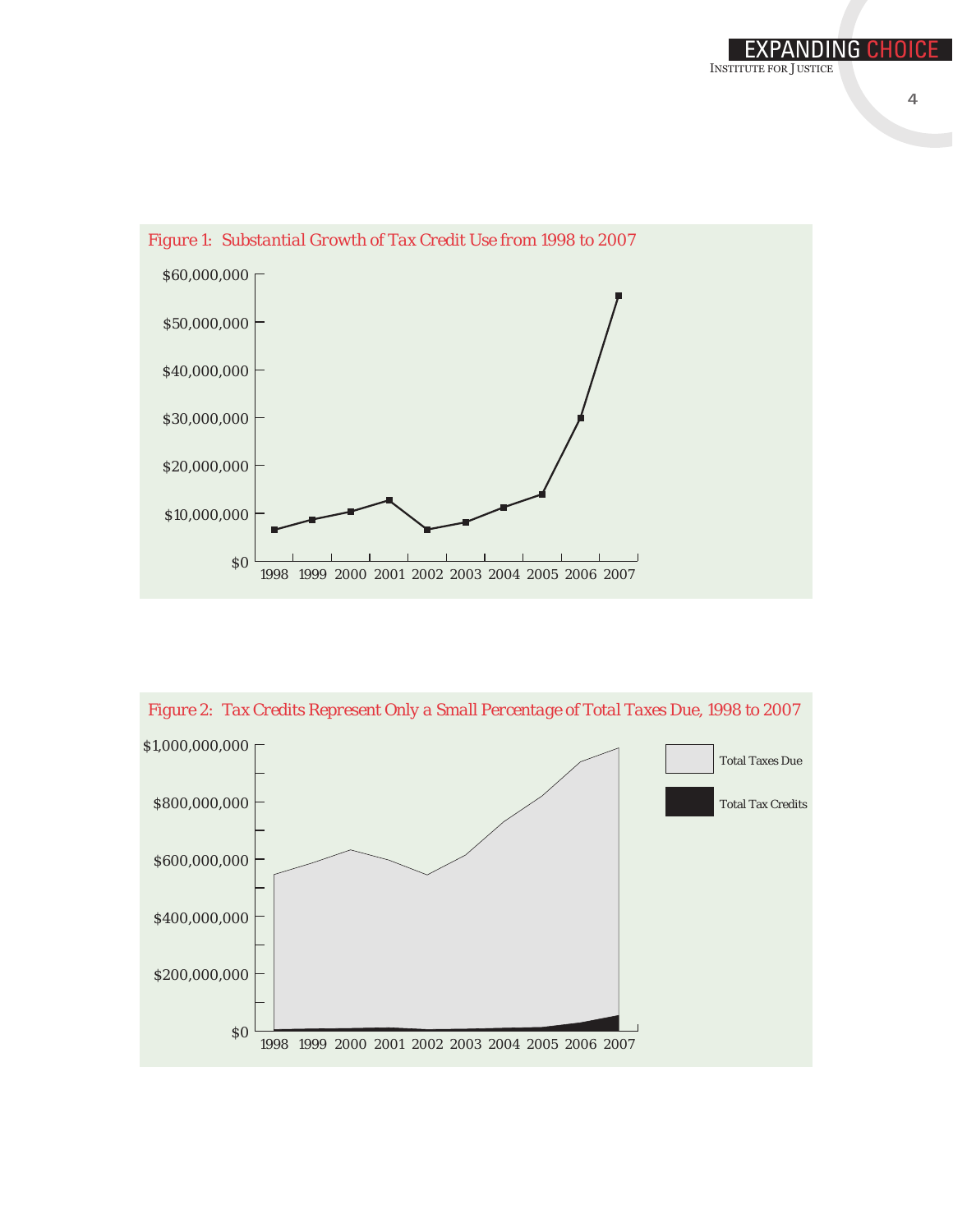Figure 1: Substantial Growth of Tax Credit Use from 1998 to 2007

$60,000,000
$50,000,000
$40,000,000
$30,000,000
$20,000,000
$10,000,000
$0

1998 1999 2000 2001 2002 2003 2004 2005 2006 2007

Figure 2: Tax Credits Represent Only a Small Percentage of Total Taxes Due, 1998 to 2007

$1,000,000,000
$800,000,000
$600,000,000
$400,000,000
$200,000,000
$0

1998 1999 2000 2001 2002 2003 2004 2005 2006 2007

Total Taxes Due
Total Tax Credits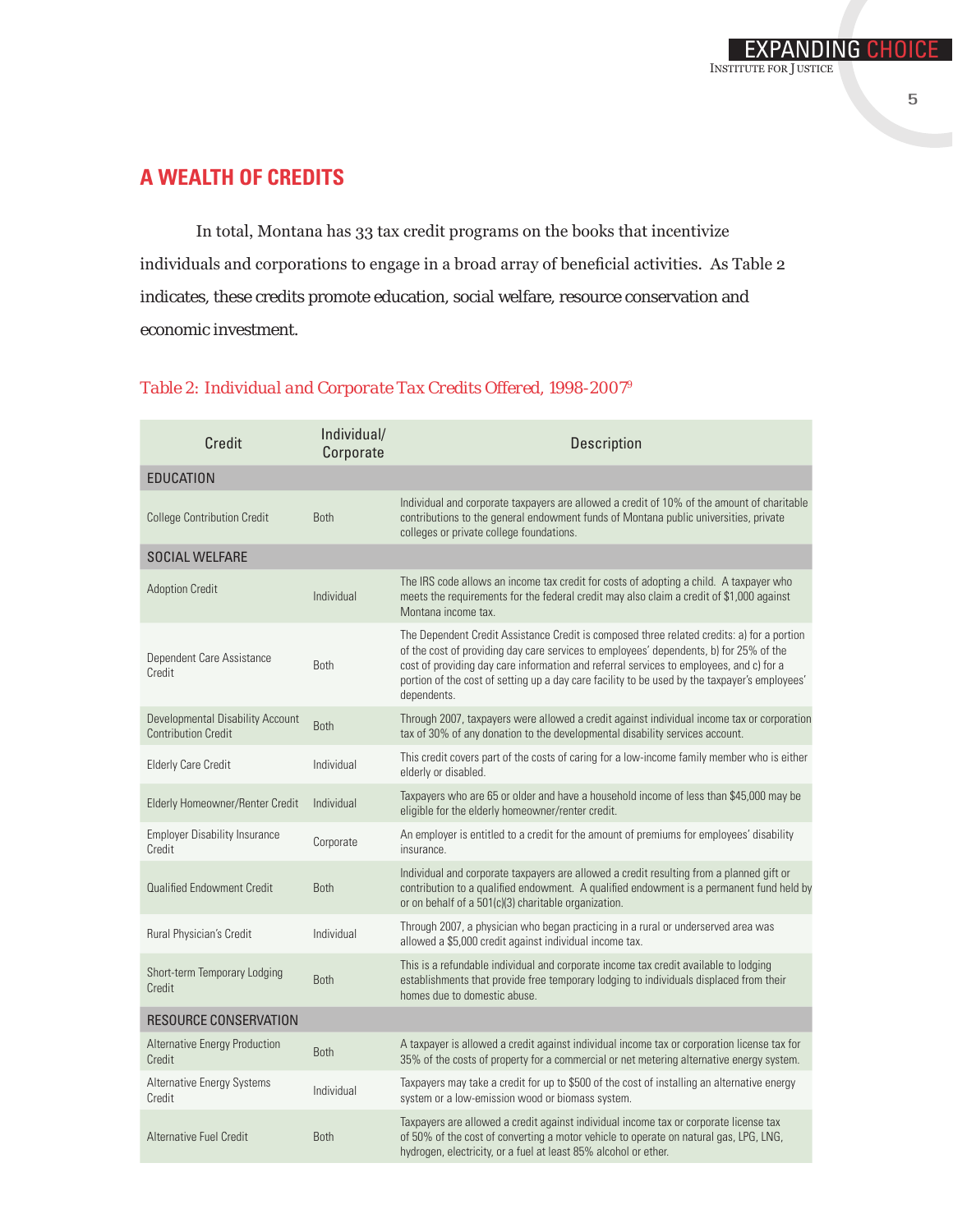## A WEALTH OF CREDITS

In total, Montana has 33 tax credit programs on the books that incentivize individuals and corporations to engage in a broad array of beneficial activities. As Table 2 indicates, these credits promote education, social welfare, resource conservation and economic investment.

Table 2: Individual and Corporate Tax Credits Offered, 1998-2007[9]

| Credit | Individual/ Corporate | Description |
|---|---|---|
| EDUCATION | | |
| College Contribution Credit | Both | Individual and corporate taxpayers are allowed a credit of 10% of the amount of charitable contributions to the general endowment funds of Montana public universities, private colleges or private college foundations. |
| SOCIAL WELFARE | | |
| Adoption Credit | Individual | The IRS code allows an income tax credit for costs of adopting a child. A taxpayer who meets the requirements for the federal credit may also claim a credit of $1,000 against Montana income tax. |
| Dependent Care Assistance Credit | Both | The Dependent Credit Assistance Credit is composed three related credits: a) for a portion of the cost of providing day care services to employees' dependents, b) for 25% of the cost of providing day care information and referral services to employees, and c) for a portion of the cost of setting up a day care facility to be used by the taxpayer's employees' dependents. |
| Developmental Disability Account Contribution Credit | Both | Through 2007, taxpayers were allowed a credit against individual income tax or corporation tax of 30% of any donation to the developmental disability services account. |
| Elderly Care Credit | Individual | This credit covers part of the costs of caring for a low-income family member who is either elderly or disabled. |
| Elderly Homeowner/Renter Credit | Individual | Taxpayers who are 65 or older and have a household income of less than $45,000 may be eligible for the elderly homeowner/renter credit. |
| Employer Disability Insurance Credit | Corporate | An employer is entitled to a credit for the amount of premiums for employees' disability insurance. |
| Qualified Endowment Credit | Both | Individual and corporate taxpayers are allowed a credit resulting from a planned gift or contribution to a qualified endowment. A qualified endowment is a permanent fund held by or on behalf of a 501(c)(3) charitable organization. |
| Rural Physician's Credit | Individual | Through 2007, a physician who began practicing in a rural or underserved area was allowed a $5,000 credit against individual income tax. |
| Short-term Temporary Lodging Credit | Both | This is a refundable individual and corporate income tax credit available to lodging establishments that provide free temporary lodging to individuals displaced from their homes due to domestic abuse. |
| RESOURCE CONSERVATION | | |
| Alternative Energy Production Credit | Both | A taxpayer is allowed a credit against individual income tax or corporation license tax for 35% of the costs of property for a commercial or net metering alternative energy system. |
| Alternative Energy Systems Credit | Individual | Taxpayers may take a credit for up to $500 of the cost of installing an alternative energy system or a low-emission wood or biomass system. |
| Alternative Fuel Credit | Both | Taxpayers are allowed a credit against individual income tax or corporate license tax of 50% of the cost of converting a motor vehicle to operate on natural gas, LPG, LNG, hydrogen, electricity, or a fuel at least 85% alcohol or ether. |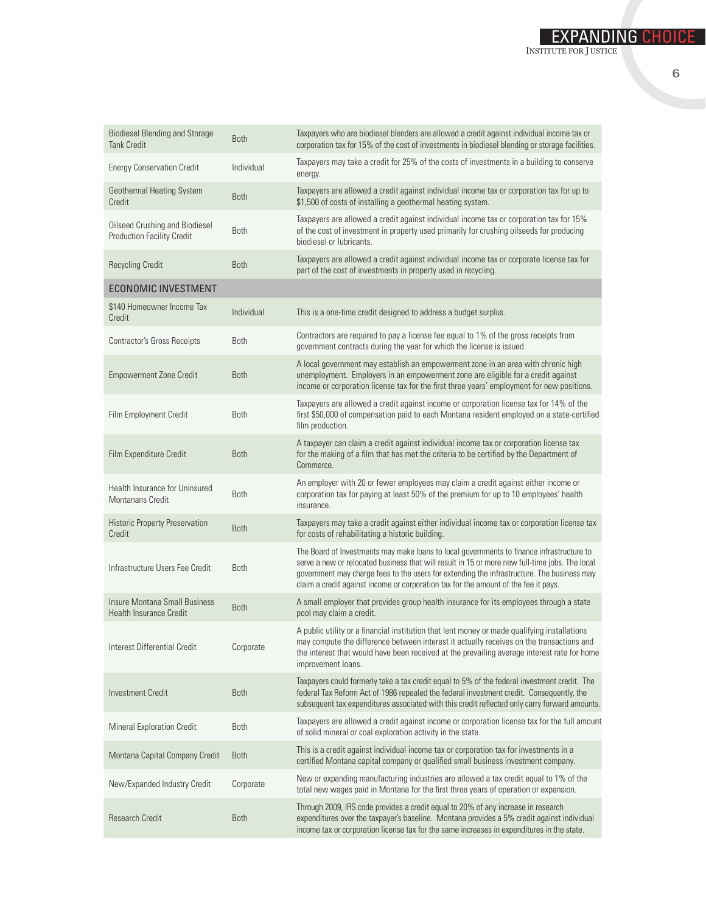| | | |
|---|---|---|
| Biodiesel Blending and Storage Tank Credit | Both | Taxpayers who are biodiesel blenders are allowed a credit against individual income tax or corporation tax for 15% of the cost of investments in biodiesel blending or storage facilities. |
| Energy Conservation Credit | Individual | Taxpayers may take a credit for 25% of the costs of investments in a building to conserve energy. |
| Geothermal Heating System Credit | Both | Taxpayers are allowed a credit against individual income tax or corporation tax for up to $1,500 of costs of installing a geothermal heating system. |
| Oilseed Crushing and Biodiesel Production Facility Credit | Both | Taxpayers are allowed a credit against individual income tax or corporation tax for 15% of the cost of investment in property used primarily for crushing oilseeds for producing biodiesel or lubricants. |
| Recycling Credit | Both | Taxpayers are allowed a credit against individual income tax or corporate license tax for part of the cost of investments in property used in recycling. |
| **ECONOMIC INVESTMENT** | | |
| $140 Homeowner Income Tax Credit | Individual | This is a one-time credit designed to address a budget surplus. |
| Contractor's Gross Receipts | Both | Contractors are required to pay a license fee equal to 1% of the gross receipts from government contracts during the year for which the license is issued. |
| Empowerment Zone Credit | Both | A local government may establish an empowerment zone in an area with chronic high unemployment. Employers in an empowerment zone are eligible for a credit against income or corporation license tax for the first three years' employment for new positions. |
| Film Employment Credit | Both | Taxpayers are allowed a credit against income or corporation license tax for 14% of the first $50,000 of compensation paid to each Montana resident employed on a state-certified film production. |
| Film Expenditure Credit | Both | A taxpayer can claim a credit against individual income tax or corporation license tax for the making of a film that has met the criteria to be certified by the Department of Commerce. |
| Health Insurance for Uninsured Montanans Credit | Both | An employer with 20 or fewer employees may claim a credit against either income or corporation tax for paying at least 50% of the premium for up to 10 employees' health insurance. |
| Historic Property Preservation Credit | Both | Taxpayers may take a credit against either individual income tax or corporation license tax for costs of rehabilitating a historic building. |
| Infrastructure Users Fee Credit | Both | The Board of Investments may make loans to local governments to finance infrastructure to serve a new or relocated business that will result in 15 or more new full-time jobs. The local government may charge fees to the users for extending the infrastructure. The business may claim a credit against income or corporation tax for the amount of the fee it pays. |
| Insure Montana Small Business Health Insurance Credit | Both | A small employer that provides group health insurance for its employees through a state pool may claim a credit. |
| Interest Differential Credit | Corporate | A public utility or a financial institution that lent money or made qualifying installations may compute the difference between interest it actually receives on the transactions and the interest that would have been received at the prevailing average interest rate for home improvement loans. |
| Investment Credit | Both | Taxpayers could formerly take a tax credit equal to 5% of the federal investment credit. The federal Tax Reform Act of 1986 repealed the federal investment credit. Consequently, the subsequent tax expenditures associated with this credit reflected only carry forward amounts. |
| Mineral Exploration Credit | Both | Taxpayers are allowed a credit against income or corporation license tax for the full amount of solid mineral or coal exploration activity in the state. |
| Montana Capital Company Credit | Both | This is a credit against individual income tax or corporation tax for investments in a certified Montana capital company or qualified small business investment company. |
| New/Expanded Industry Credit | Corporate | New or expanding manufacturing industries are allowed a tax credit equal to 1% of the total new wages paid in Montana for the first three years of operation or expansion. |
| Research Credit | Both | Through 2009, IRS code provides a credit equal to 20% of any increase in research expenditures over the taxpayer's baseline. Montana provides a 5% credit against individual income tax or corporation license tax for the same increases in expenditures in the state. |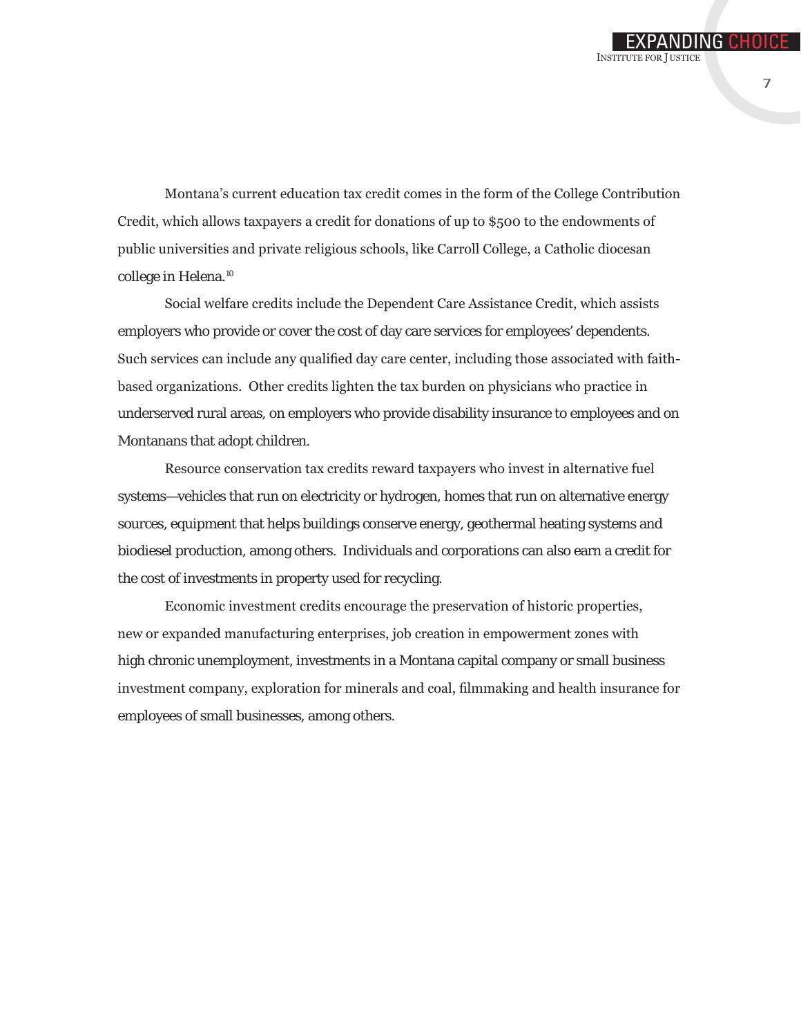Montana's current education tax credit comes in the form of the College Contribution Credit, which allows taxpayers a credit for donations of up to $500 to the endowments of public universities and private religious schools, like Carroll College, a Catholic diocesan college in Helena.[10]

Social welfare credits include the Dependent Care Assistance Credit, which assists employers who provide or cover the cost of day care services for employees' dependents. Such services can include any qualified day care center, including those associated with faith-based organizations. Other credits lighten the tax burden on physicians who practice in underserved rural areas, on employers who provide disability insurance to employees and on Montanans that adopt children.

Resource conservation tax credits reward taxpayers who invest in alternative fuel systems—vehicles that run on electricity or hydrogen, homes that run on alternative energy sources, equipment that helps buildings conserve energy, geothermal heating systems and biodiesel production, among others. Individuals and corporations can also earn a credit for the cost of investments in property used for recycling.

Economic investment credits encourage the preservation of historic properties, new or expanded manufacturing enterprises, job creation in empowerment zones with high chronic unemployment, investments in a Montana capital company or small business investment company, exploration for minerals and coal, filmmaking and health insurance for employees of small businesses, among others.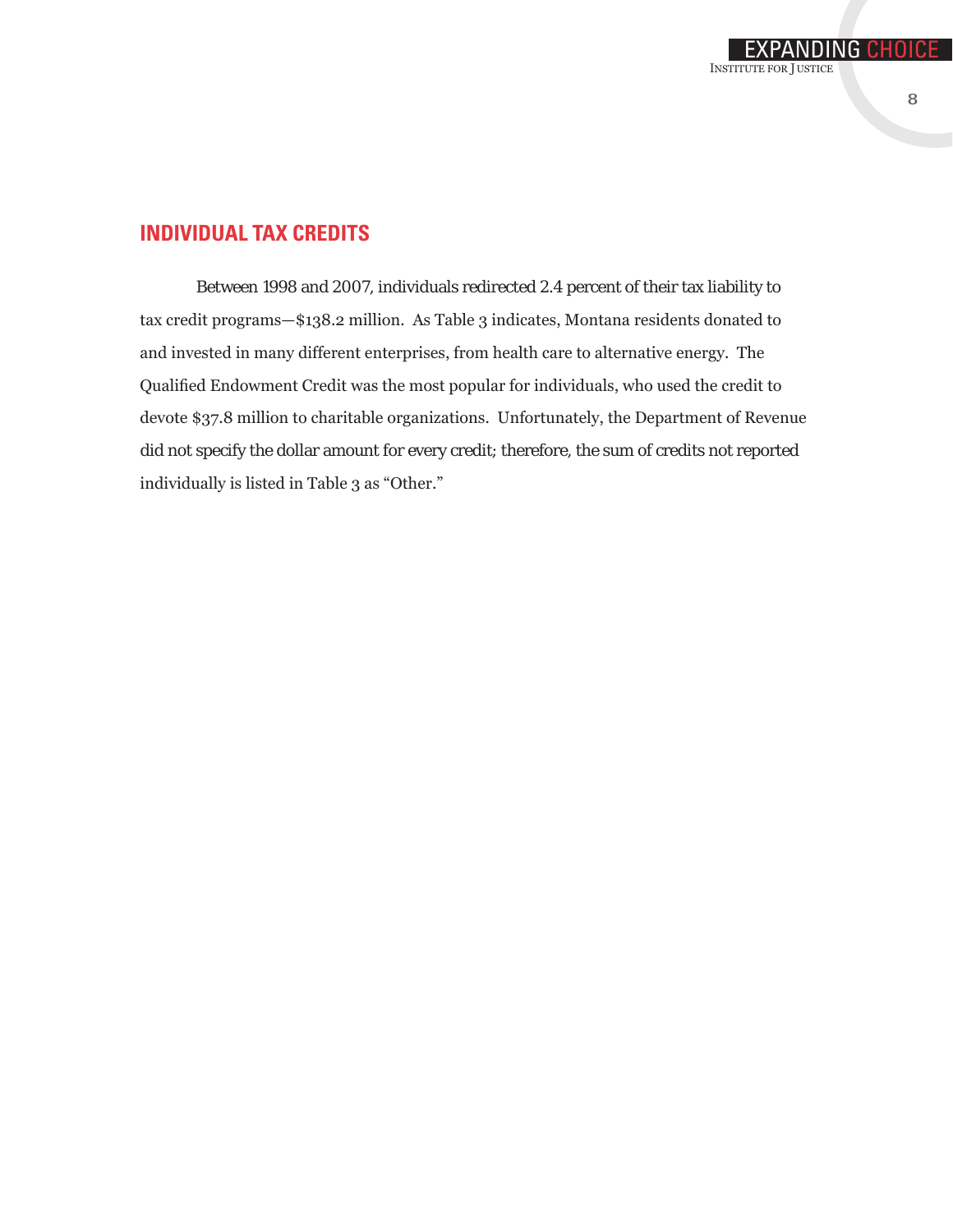## INDIVIDUAL TAX CREDITS

Between 1998 and 2007, individuals redirected 2.4 percent of their tax liability to tax credit programs—$138.2 million. As Table 3 indicates, Montana residents donated to and invested in many different enterprises, from health care to alternative energy. The Qualified Endowment Credit was the most popular for individuals, who used the credit to devote $37.8 million to charitable organizations. Unfortunately, the Department of Revenue did not specify the dollar amount for every credit; therefore, the sum of credits not reported individually is listed in Table 3 as "Other."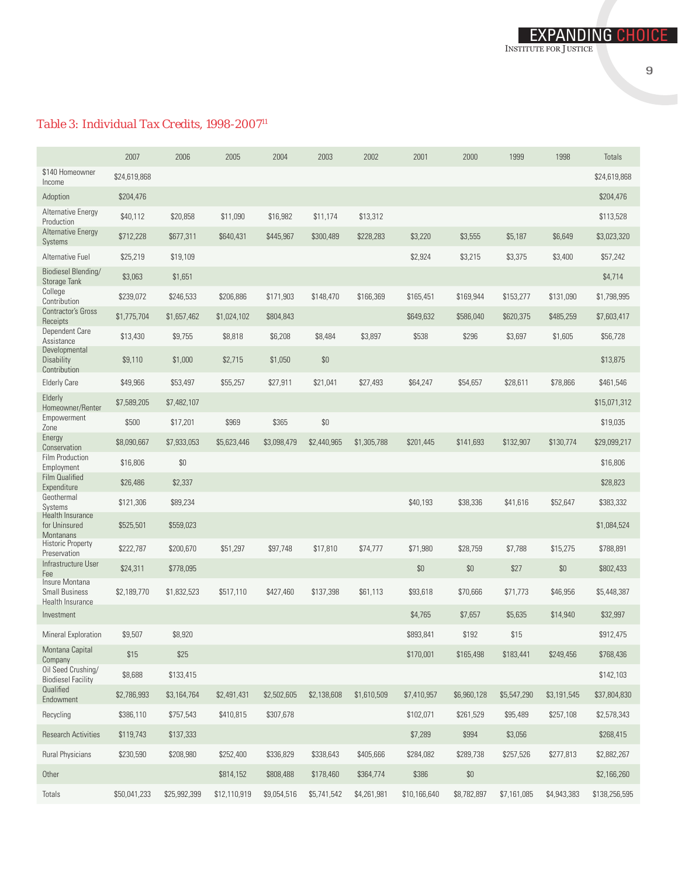## Table 3: Individual Tax Credits, 1998-2007[11]

| | 2007 | 2006 | 2005 | 2004 | 2003 | 2002 | 2001 | 2000 | 1999 | 1998 | Totals |
|---|---|---|---|---|---|---|---|---|---|---|---|
| $140 Homeowner Income | $24,619,868 | | | | | | | | | | $24,619,868 |
| Adoption | $204,476 | | | | | | | | | | $204,476 |
| Alternative Energy Production | $40,112 | $20,858 | $11,090 | $16,982 | $11,174 | $13,312 | | | | | $113,528 |
| Alternative Energy Systems | $712,228 | $677,311 | $640,431 | $445,967 | $300,489 | $228,283 | $3,220 | $3,555 | $5,187 | $6,649 | $3,023,320 |
| Alternative Fuel | $25,219 | $19,109 | | | | | $2,924 | $3,215 | $3,375 | $3,400 | $57,242 |
| Biodiesel Blending/ Storage Tank | $3,063 | $1,651 | | | | | | | | | $4,714 |
| College Contribution | $239,072 | $246,533 | $206,886 | $171,903 | $148,470 | $166,369 | $165,451 | $169,944 | $153,277 | $131,090 | $1,798,995 |
| Contractor's Gross Receipts | $1,775,704 | $1,657,462 | $1,024,102 | $804,843 | | | $649,632 | $586,040 | $620,375 | $485,259 | $7,603,417 |
| Dependent Care Assistance | $13,430 | $9,755 | $8,818 | $6,208 | $8,484 | $3,897 | $538 | $296 | $3,697 | $1,605 | $56,728 |
| Developmental Disability Contribution | $9,110 | $1,000 | $2,715 | $1,050 | $0 | | | | | | $13,875 |
| Elderly Care | $49,966 | $53,497 | $55,257 | $27,911 | $21,041 | $27,493 | $64,247 | $54,657 | $28,611 | $78,866 | $461,546 |
| Elderly Homeowner/Renter | $7,589,205 | $7,482,107 | | | | | | | | | $15,071,312 |
| Empowerment Zone | $500 | $17,201 | $969 | $365 | $0 | | | | | | $19,035 |
| Energy Conservation | $8,090,667 | $7,933,053 | $5,623,446 | $3,098,479 | $2,440,965 | $1,305,788 | $201,445 | $141,693 | $132,907 | $130,774 | $29,099,217 |
| Film Production Employment | $16,806 | $0 | | | | | | | | | $16,806 |
| Film Qualified Expenditure | $26,486 | $2,337 | | | | | | | | | $28,823 |
| Geothermal Systems | $121,306 | $89,234 | | | | | $40,193 | $38,336 | $41,616 | $52,647 | $383,332 |
| Health Insurance for Uninsured Montanans | $525,501 | $559,023 | | | | | | | | | $1,084,524 |
| Historic Property Preservation | $222,787 | $200,670 | $51,297 | $97,748 | $17,810 | $74,777 | $71,980 | $28,759 | $7,788 | $15,275 | $788,891 |
| Infrastructure User Fee | $24,311 | $778,095 | | | | | $0 | $0 | $27 | $0 | $802,433 |
| Insure Montana Small Business Health Insurance | $2,189,770 | $1,832,523 | $517,110 | $427,460 | $137,398 | $61,113 | $93,618 | $70,666 | $71,773 | $46,956 | $5,448,387 |
| Investment | | | | | | | $4,765 | $7,657 | $5,635 | $14,940 | $32,997 |
| Mineral Exploration | $9,507 | $8,920 | | | | | $893,841 | $192 | $15 | | $912,475 |
| Montana Capital Company | $15 | $25 | | | | | $170,001 | $165,498 | $183,441 | $249,456 | $768,436 |
| Oil Seed Crushing/ Biodiesel Facility | $8,688 | $133,415 | | | | | | | | | $142,103 |
| Qualified Endowment | $2,786,993 | $3,164,764 | $2,491,431 | $2,502,605 | $2,138,608 | $1,610,509 | $7,410,957 | $6,960,128 | $5,547,290 | $3,191,545 | $37,804,830 |
| Recycling | $386,110 | $757,543 | $410,815 | $307,678 | | | $102,071 | $261,529 | $95,489 | $257,108 | $2,578,343 |
| Research Activities | $119,743 | $137,333 | | | | | $7,289 | $994 | $3,056 | | $268,415 |
| Rural Physicians | $230,590 | $208,980 | $252,400 | $336,829 | $338,643 | $405,666 | $284,082 | $289,738 | $257,526 | $277,813 | $2,882,267 |
| Other | | | $814,152 | $808,488 | $178,460 | $364,774 | $386 | $0 | | | $2,166,260 |
| Totals | $50,041,233 | $25,992,399 | $12,110,919 | $9,054,516 | $5,741,542 | $4,261,981 | $10,166,640 | $8,782,897 | $7,161,085 | $4,943,383 | $138,256,595 |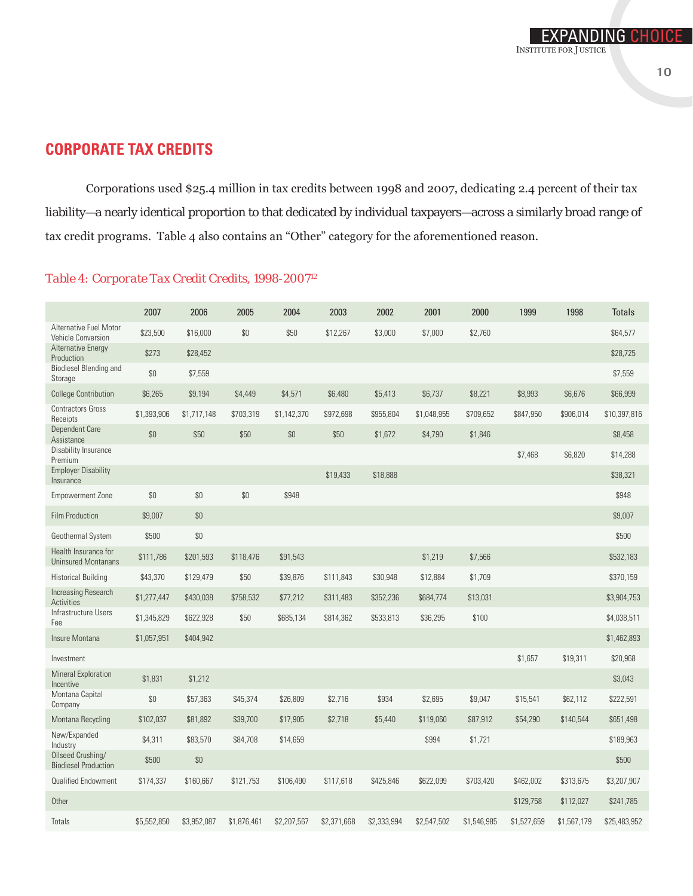## CORPORATE TAX CREDITS

Corporations used $25.4 million in tax credits between 1998 and 2007, dedicating 2.4 percent of their tax liability—a nearly identical proportion to that dedicated by individual taxpayers—across a similarly broad range of tax credit programs. Table 4 also contains an "Other" category for the aforementioned reason.

Table 4: Corporate Tax Credit Credits, 1998-2007[12]

| | 2007 | 2006 | 2005 | 2004 | 2003 | 2002 | 2001 | 2000 | 1999 | 1998 | Totals |
|---|---|---|---|---|---|---|---|---|---|---|---|
| Alternative Fuel Motor Vehicle Conversion | $23,500 | $16,000 | $0 | $50 | $12,267 | $3,000 | $7,000 | $2,760 | | | $64,577 |
| Alternative Energy Production | $273 | $28,452 | | | | | | | | | $28,725 |
| Biodiesel Blending and Storage | $0 | $7,559 | | | | | | | | | $7,559 |
| College Contribution | $6,265 | $9,194 | $4,449 | $4,571 | $6,480 | $5,413 | $6,737 | $8,221 | $8,993 | $6,676 | $66,999 |
| Contractors Gross Receipts | $1,393,906 | $1,717,148 | $703,319 | $1,142,370 | $972,698 | $955,804 | $1,048,955 | $709,652 | $847,950 | $906,014 | $10,397,816 |
| Dependent Care Assistance | $0 | $50 | $50 | $0 | $50 | $1,672 | $4,790 | $1,846 | | | $8,458 |
| Disability Insurance Premium | | | | | | | | | $7,468 | $6,820 | $14,288 |
| Employer Disability Insurance | | | | | $19,433 | $18,888 | | | | | $38,321 |
| Empowerment Zone | $0 | $0 | $0 | $948 | | | | | | | $948 |
| Film Production | $9,007 | $0 | | | | | | | | | $9,007 |
| Geothermal System | $500 | $0 | | | | | | | | | $500 |
| Health Insurance for Uninsured Montanans | $111,786 | $201,593 | $118,476 | $91,543 | | | $1,219 | $7,566 | | | $532,183 |
| Historical Building | $43,370 | $129,479 | $50 | $39,876 | $111,843 | $30,948 | $12,884 | $1,709 | | | $370,159 |
| Increasing Research Activities | $1,277,447 | $430,038 | $758,532 | $77,212 | $311,483 | $352,236 | $684,774 | $13,031 | | | $3,904,753 |
| Infrastructure Users Fee | $1,345,829 | $622,928 | $50 | $685,134 | $814,362 | $533,813 | $36,295 | $100 | | | $4,038,511 |
| Insure Montana | $1,057,951 | $404,942 | | | | | | | | | $1,462,893 |
| Investment | | | | | | | | | $1,657 | $19,311 | $20,968 |
| Mineral Exploration Incentive | $1,831 | $1,212 | | | | | | | | | $3,043 |
| Montana Capital Company | $0 | $57,363 | $45,374 | $26,809 | $2,716 | $934 | $2,695 | $9,047 | $15,541 | $62,112 | $222,591 |
| Montana Recycling | $102,037 | $81,892 | $39,700 | $17,905 | $2,718 | $5,440 | $119,060 | $87,912 | $54,290 | $140,544 | $651,498 |
| New/Expanded Industry | $4,311 | $83,570 | $84,708 | $14,659 | | | $994 | $1,721 | | | $189,963 |
| Oilseed Crushing/ Biodiesel Production | $500 | $0 | | | | | | | | | $500 |
| Qualified Endowment | $174,337 | $160,667 | $121,753 | $106,490 | $117,618 | $425,846 | $622,099 | $703,420 | $462,002 | $313,675 | $3,207,907 |
| Other | | | | | | | | | $129,758 | $112,027 | $241,785 |
| Totals | $5,552,850 | $3,952,087 | $1,876,461 | $2,207,567 | $2,371,668 | $2,333,994 | $2,547,502 | $1,546,985 | $1,527,659 | $1,567,179 | $25,483,952 |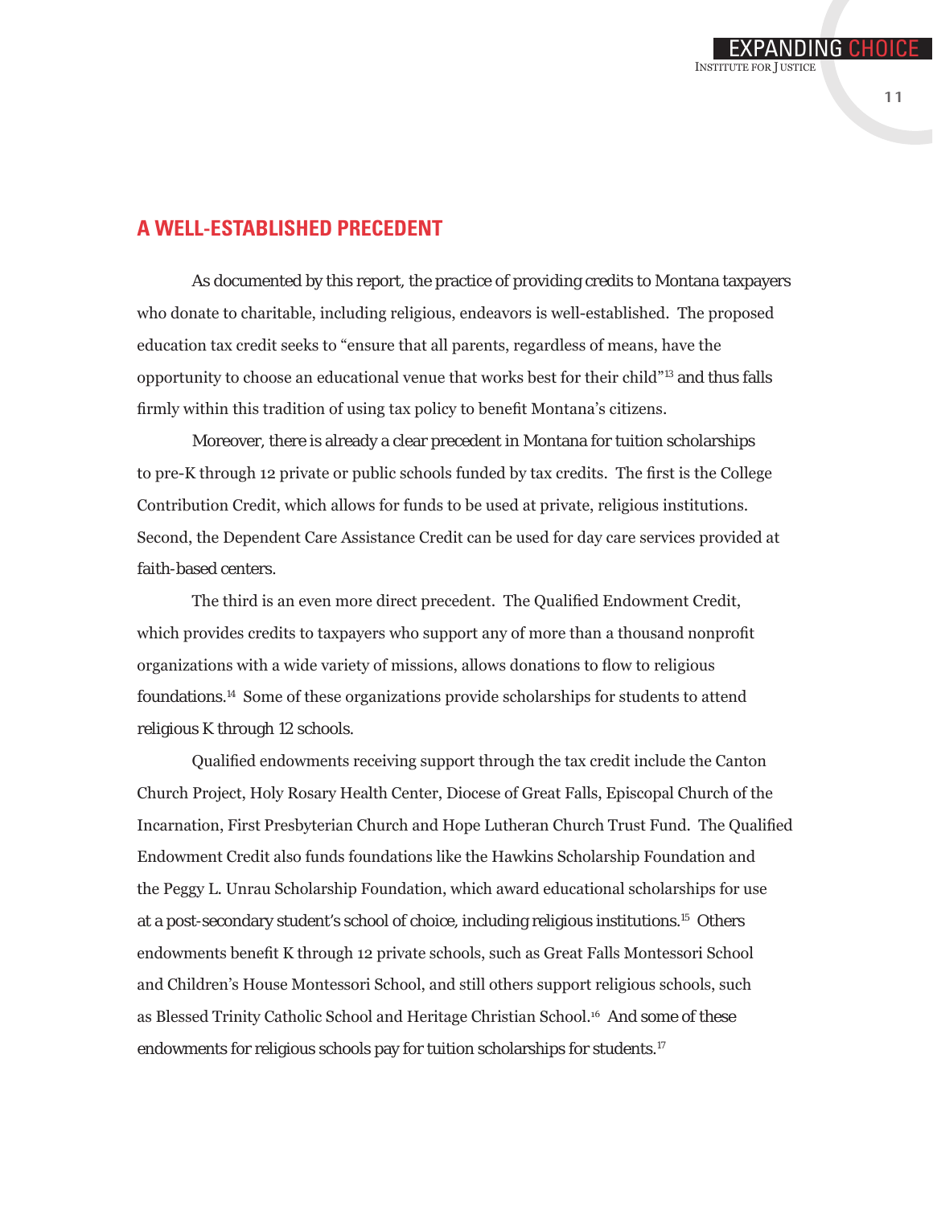## A WELL-ESTABLISHED PRECEDENT

As documented by this report, the practice of providing credits to Montana taxpayers who donate to charitable, including religious, endeavors is well-established. The proposed education tax credit seeks to "ensure that all parents, regardless of means, have the opportunity to choose an educational venue that works best for their child"[13] and thus falls firmly within this tradition of using tax policy to benefit Montana's citizens.

Moreover, there is already a clear precedent in Montana for tuition scholarships to pre-K through 12 private or public schools funded by tax credits. The first is the College Contribution Credit, which allows for funds to be used at private, religious institutions. Second, the Dependent Care Assistance Credit can be used for day care services provided at faith-based centers.

The third is an even more direct precedent. The Qualified Endowment Credit, which provides credits to taxpayers who support any of more than a thousand nonprofit organizations with a wide variety of missions, allows donations to flow to religious foundations.[14] Some of these organizations provide scholarships for students to attend religious K through 12 schools.

Qualified endowments receiving support through the tax credit include the Canton Church Project, Holy Rosary Health Center, Diocese of Great Falls, Episcopal Church of the Incarnation, First Presbyterian Church and Hope Lutheran Church Trust Fund. The Qualified Endowment Credit also funds foundations like the Hawkins Scholarship Foundation and the Peggy L. Unrau Scholarship Foundation, which award educational scholarships for use at a post-secondary student's school of choice, including religious institutions.[15] Others endowments benefit K through 12 private schools, such as Great Falls Montessori School and Children's House Montessori School, and still others support religious schools, such as Blessed Trinity Catholic School and Heritage Christian School.[16] And some of these endowments for religious schools pay for tuition scholarships for students.[17]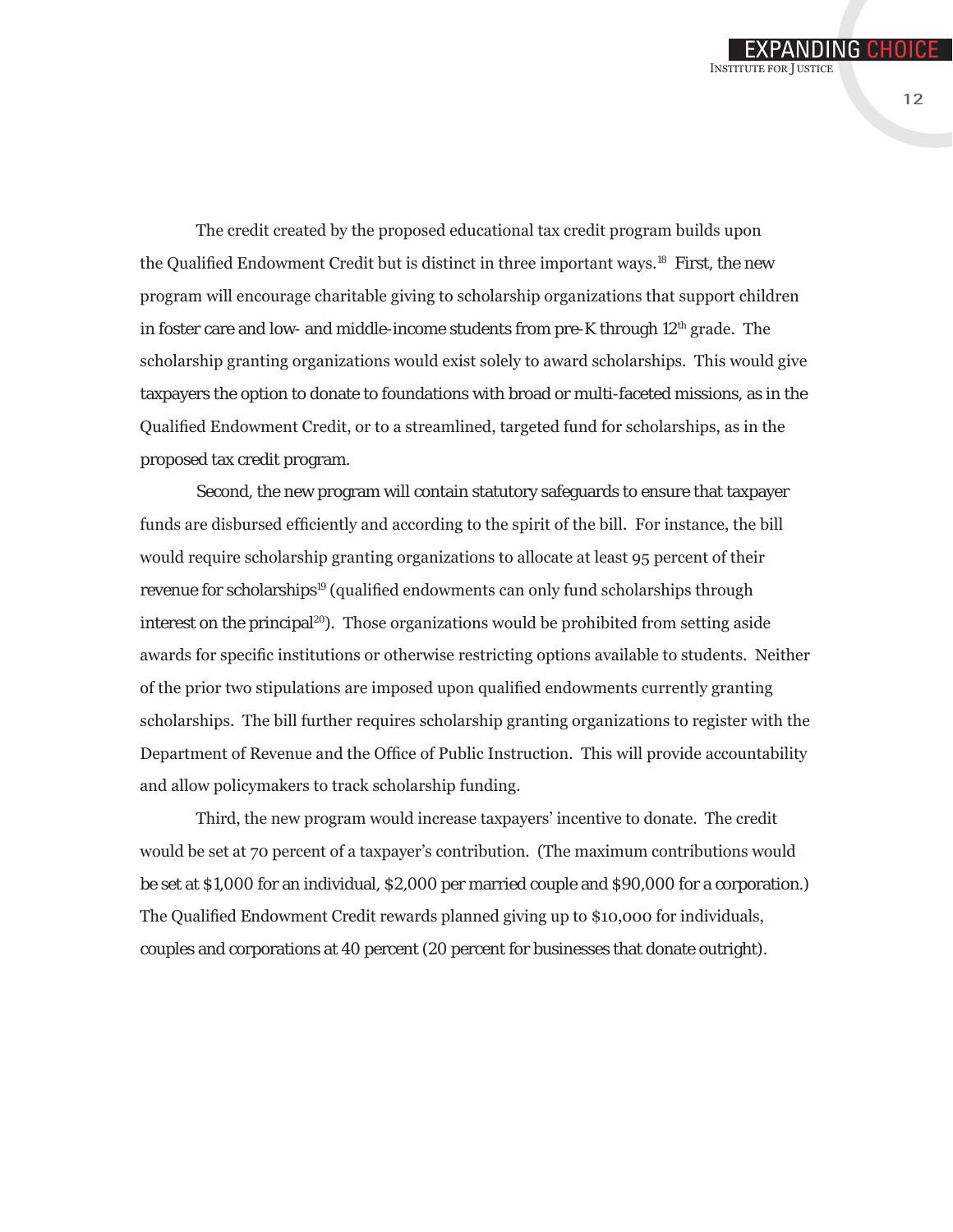The credit created by the proposed educational tax credit program builds upon the Qualified Endowment Credit but is distinct in three important ways.[18] First, the new program will encourage charitable giving to scholarship organizations that support children in foster care and low- and middle-income students from pre-K through 12th grade. The scholarship granting organizations would exist solely to award scholarships. This would give taxpayers the option to donate to foundations with broad or multi-faceted missions, as in the Qualified Endowment Credit, or to a streamlined, targeted fund for scholarships, as in the proposed tax credit program.

Second, the new program will contain statutory safeguards to ensure that taxpayer funds are disbursed efficiently and according to the spirit of the bill. For instance, the bill would require scholarship granting organizations to allocate at least 95 percent of their revenue for scholarships[19] (qualified endowments can only fund scholarships through interest on the principal[20]). Those organizations would be prohibited from setting aside awards for specific institutions or otherwise restricting options available to students. Neither of the prior two stipulations are imposed upon qualified endowments currently granting scholarships. The bill further requires scholarship granting organizations to register with the Department of Revenue and the Office of Public Instruction. This will provide accountability and allow policymakers to track scholarship funding.

Third, the new program would increase taxpayers' incentive to donate. The credit would be set at 70 percent of a taxpayer's contribution. (The maximum contributions would be set at $1,000 for an individual, $2,000 per married couple and $90,000 for a corporation.) The Qualified Endowment Credit rewards planned giving up to $10,000 for individuals, couples and corporations at 40 percent (20 percent for businesses that donate outright).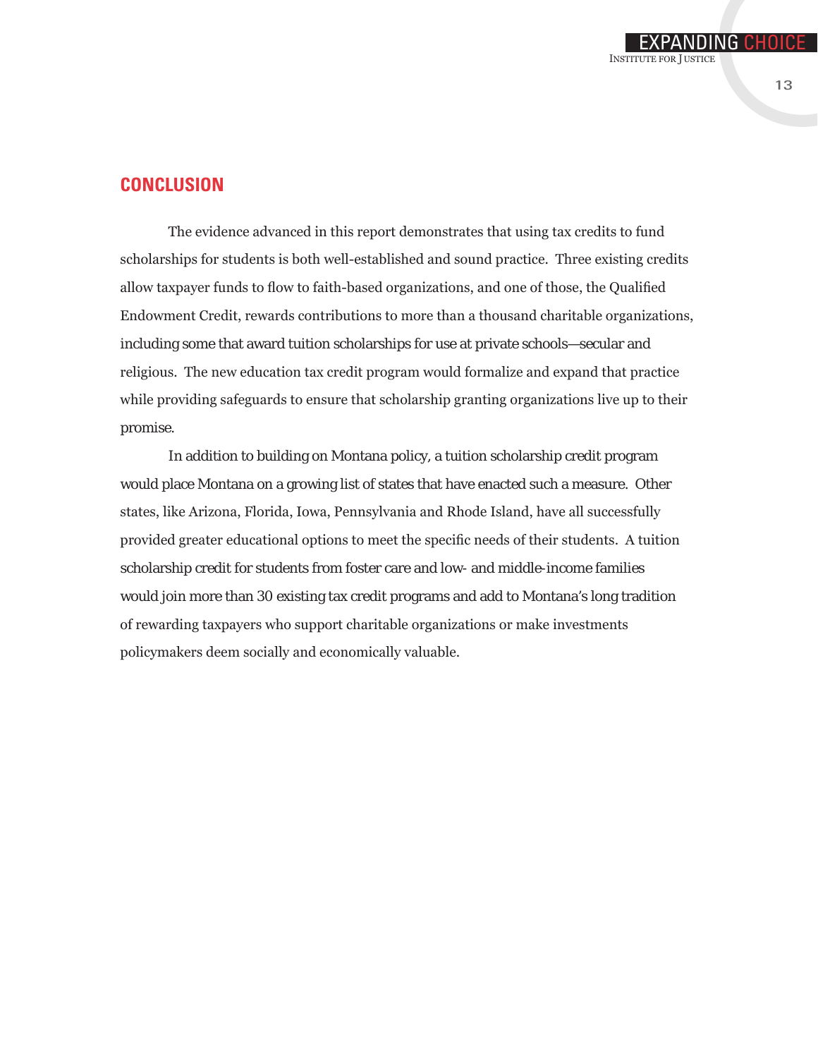## CONCLUSION

The evidence advanced in this report demonstrates that using tax credits to fund scholarships for students is both well-established and sound practice. Three existing credits allow taxpayer funds to flow to faith-based organizations, and one of those, the Qualified Endowment Credit, rewards contributions to more than a thousand charitable organizations, including some that award tuition scholarships for use at private schools—secular and religious. The new education tax credit program would formalize and expand that practice while providing safeguards to ensure that scholarship granting organizations live up to their promise.

In addition to building on Montana policy, a tuition scholarship credit program would place Montana on a growing list of states that have enacted such a measure. Other states, like Arizona, Florida, Iowa, Pennsylvania and Rhode Island, have all successfully provided greater educational options to meet the specific needs of their students. A tuition scholarship credit for students from foster care and low- and middle-income families would join more than 30 existing tax credit programs and add to Montana's long tradition of rewarding taxpayers who support charitable organizations or make investments policymakers deem socially and economically valuable.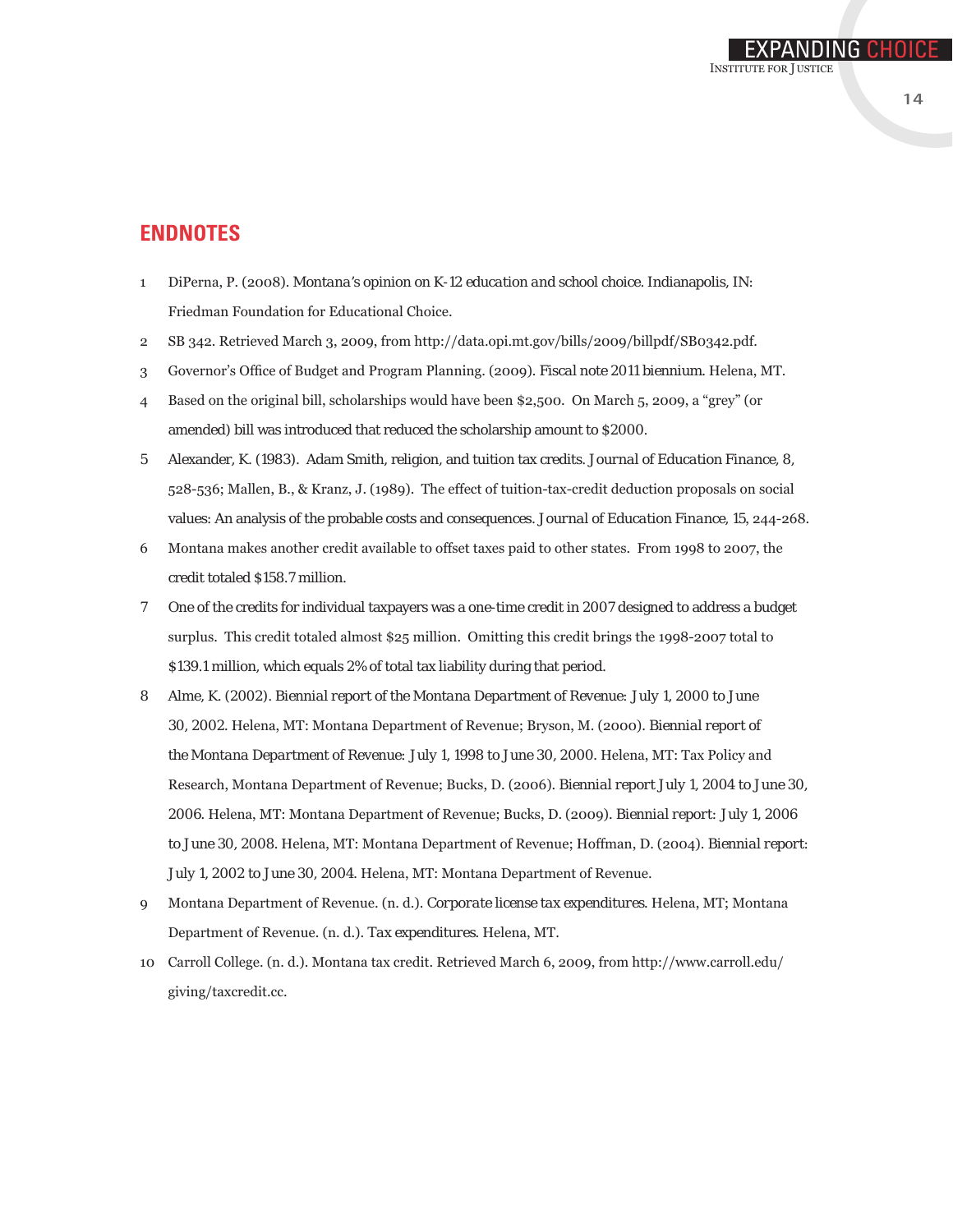## ENDNOTES

1. DiPerna, P. (2008). *Montana's opinion on K-12 education and school choice.* Indianapolis, IN: Friedman Foundation for Educational Choice.
2. SB 342. Retrieved March 3, 2009, from http://data.opi.mt.gov/bills/2009/billpdf/SB0342.pdf.
3. Governor's Office of Budget and Program Planning. (2009). *Fiscal note 2011 biennium.* Helena, MT.
4. Based on the original bill, scholarships would have been $2,500. On March 5, 2009, a "grey" (or amended) bill was introduced that reduced the scholarship amount to $2000.
5. Alexander, K. (1983). Adam Smith, religion, and tuition tax credits. *Journal of Education Finance, 8*, 528-536; Mallen, B., & Kranz, J. (1989). The effect of tuition-tax-credit deduction proposals on social values: An analysis of the probable costs and consequences. *Journal of Education Finance, 15*, 244-268.
6. Montana makes another credit available to offset taxes paid to other states. From 1998 to 2007, the credit totaled $158.7 million.
7. One of the credits for individual taxpayers was a one-time credit in 2007 designed to address a budget surplus. This credit totaled almost $25 million. Omitting this credit brings the 1998-2007 total to $139.1 million, which equals 2% of total tax liability during that period.
8. Alme, K. (2002). *Biennial report of the Montana Department of Revenue: July 1, 2000 to June 30, 2002.* Helena, MT: Montana Department of Revenue; Bryson, M. (2000). *Biennial report of the Montana Department of Revenue: July 1, 1998 to June 30, 2000.* Helena, MT: Tax Policy and Research, Montana Department of Revenue; Bucks, D. (2006). *Biennial report July 1, 2004 to June 30, 2006.* Helena, MT: Montana Department of Revenue; Bucks, D. (2009). *Biennial report: July 1, 2006 to June 30, 2008.* Helena, MT: Montana Department of Revenue; Hoffman, D. (2004). *Biennial report: July 1, 2002 to June 30, 2004.* Helena, MT: Montana Department of Revenue.
9. Montana Department of Revenue. (n. d.). *Corporate license tax expenditures.* Helena, MT; Montana Department of Revenue. (n. d.). *Tax expenditures.* Helena, MT.
10. Carroll College. (n. d.). Montana tax credit. Retrieved March 6, 2009, from http://www.carroll.edu/giving/taxcredit.cc.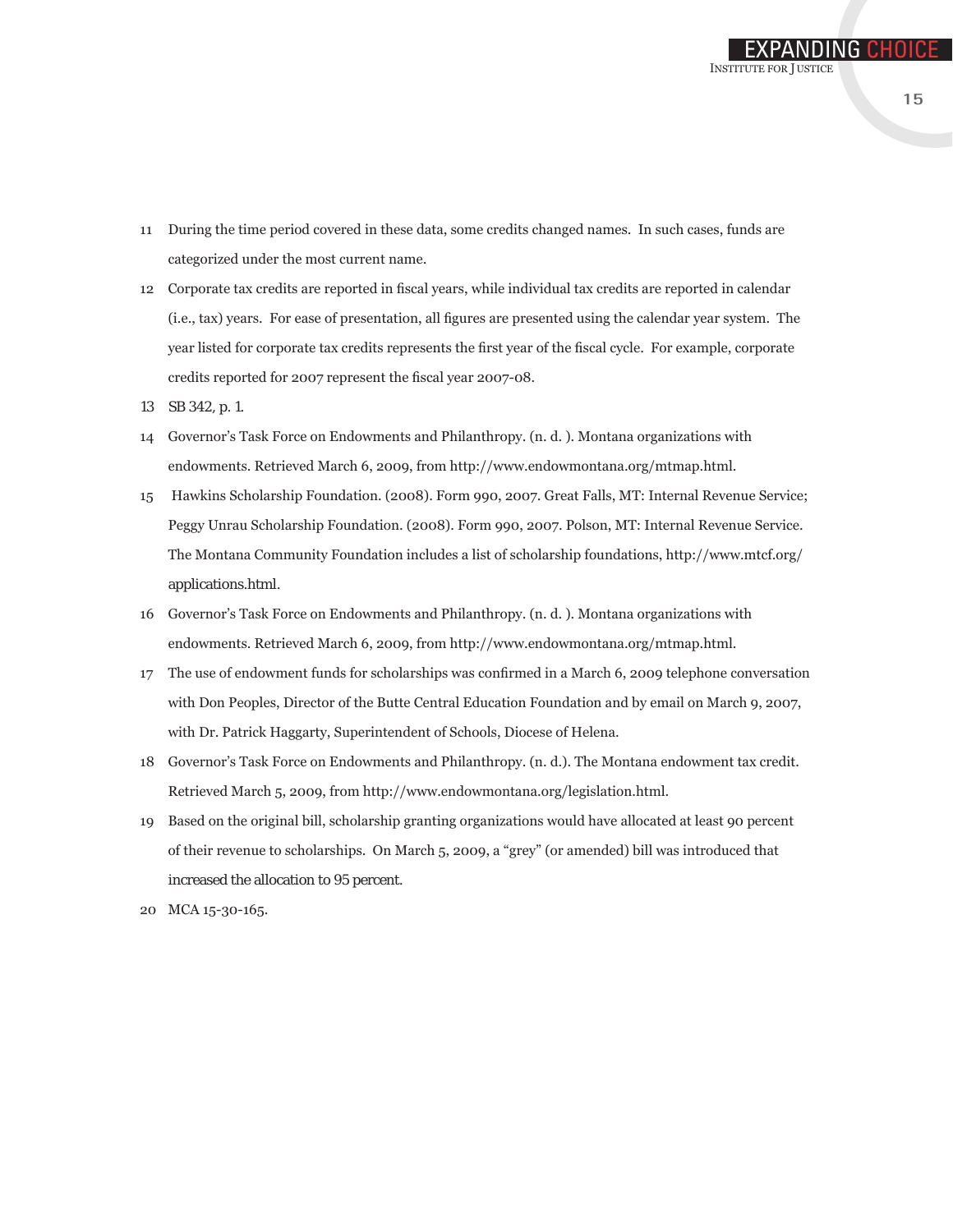11 During the time period covered in these data, some credits changed names. In such cases, funds are categorized under the most current name.

12 Corporate tax credits are reported in fiscal years, while individual tax credits are reported in calendar (i.e., tax) years. For ease of presentation, all figures are presented using the calendar year system. The year listed for corporate tax credits represents the first year of the fiscal cycle. For example, corporate credits reported for 2007 represent the fiscal year 2007-08.

13 SB 342, p. 1.

14 Governor's Task Force on Endowments and Philanthropy. (n. d. ). Montana organizations with endowments. Retrieved March 6, 2009, from http://www.endowmontana.org/mtmap.html.

15 Hawkins Scholarship Foundation. (2008). Form 990, 2007. Great Falls, MT: Internal Revenue Service; Peggy Unrau Scholarship Foundation. (2008). Form 990, 2007. Polson, MT: Internal Revenue Service. The Montana Community Foundation includes a list of scholarship foundations, http://www.mtcf.org/applications.html.

16 Governor's Task Force on Endowments and Philanthropy. (n. d. ). Montana organizations with endowments. Retrieved March 6, 2009, from http://www.endowmontana.org/mtmap.html.

17 The use of endowment funds for scholarships was confirmed in a March 6, 2009 telephone conversation with Don Peoples, Director of the Butte Central Education Foundation and by email on March 9, 2007, with Dr. Patrick Haggarty, Superintendent of Schools, Diocese of Helena.

18 Governor's Task Force on Endowments and Philanthropy. (n. d.). The Montana endowment tax credit. Retrieved March 5, 2009, from http://www.endowmontana.org/legislation.html.

19 Based on the original bill, scholarship granting organizations would have allocated at least 90 percent of their revenue to scholarships. On March 5, 2009, a "grey" (or amended) bill was introduced that increased the allocation to 95 percent.

20 MCA 15-30-165.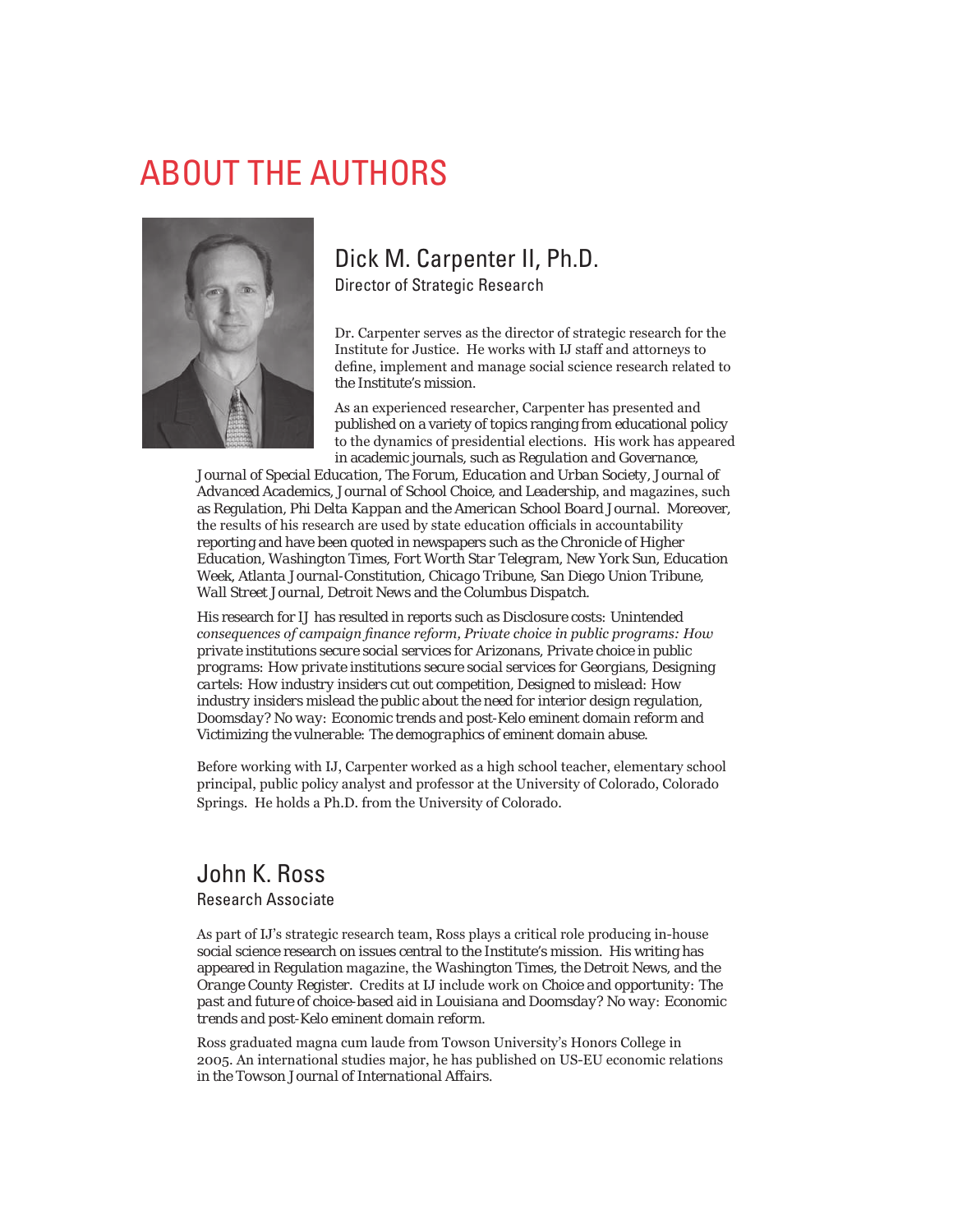# ABOUT THE AUTHORS

## Dick M. Carpenter II, Ph.D.

Director of Strategic Research

Dr. Carpenter serves as the director of strategic research for the Institute for Justice. He works with IJ staff and attorneys to define, implement and manage social science research related to the Institute's mission.

As an experienced researcher, Carpenter has presented and published on a variety of topics ranging from educational policy to the dynamics of presidential elections. His work has appeared in academic journals, such as *Regulation and Governance*, *Journal of Special Education*, *The Forum*, *Education and Urban Society*, *Journal of Advanced Academics*, *Journal of School Choice*, and *Leadership*, and magazines, such as *Regulation*, *Phi Delta Kappan* and the *American School Board Journal*. Moreover, the results of his research are used by state education officials in accountability reporting and have been quoted in newspapers such as the *Chronicle of Higher Education*, *Washington Times*, *Fort Worth Star Telegram*, *New York Sun*, *Education Week*, *Atlanta Journal-Constitution*, *Chicago Tribune*, *San Diego Union Tribune*, *Wall Street Journal*, *Detroit News* and the *Columbus Dispatch*.

His research for IJ has resulted in reports such as *Disclosure costs: Unintended consequences of campaign finance reform*, *Private choice in public programs: How private institutions secure social services for Arizonans*, *Private choice in public programs: How private institutions secure social services for Georgians*, *Designing cartels: How industry insiders cut out competition*, *Designed to mislead: How industry insiders mislead the public about the need for interior design regulation*, *Doomsday? No way: Economic trends and post-Kelo eminent domain reform* and *Victimizing the vulnerable: The demographics of eminent domain abuse*.

Before working with IJ, Carpenter worked as a high school teacher, elementary school principal, public policy analyst and professor at the University of Colorado, Colorado Springs. He holds a Ph.D. from the University of Colorado.

## John K. Ross

Research Associate

As part of IJ's strategic research team, Ross plays a critical role producing in-house social science research on issues central to the Institute's mission. His writing has appeared in *Regulation* magazine, the *Washington Times*, the *Detroit News*, and the *Orange County Register*. Credits at IJ include work on *Choice and opportunity: The past and future of choice-based aid in Louisiana* and *Doomsday? No way: Economic trends and post-Kelo eminent domain reform*.

Ross graduated magna cum laude from Towson University's Honors College in 2005. An international studies major, he has published on US-EU economic relations in the *Towson Journal of International Affairs*.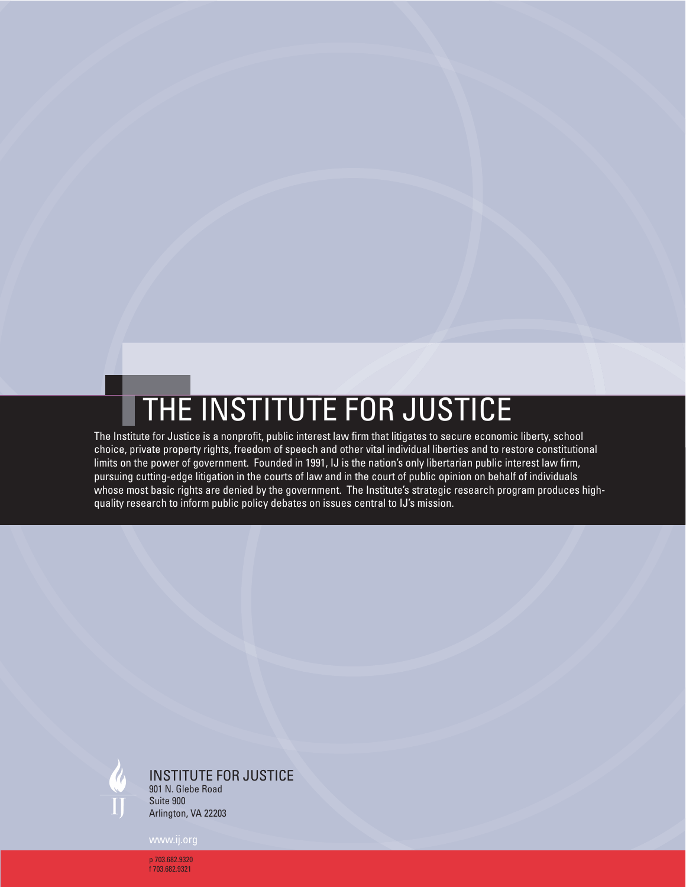# THE INSTITUTE FOR JUSTICE

The Institute for Justice is a nonprofit, public interest law firm that litigates to secure economic liberty, school choice, private property rights, freedom of speech and other vital individual liberties and to restore constitutional limits on the power of government. Founded in 1991, IJ is the nation's only libertarian public interest law firm, pursuing cutting-edge litigation in the courts of law and in the court of public opinion on behalf of individuals whose most basic rights are denied by the government. The Institute's strategic research program produces high-quality research to inform public policy debates on issues central to IJ's mission.

INSTITUTE FOR JUSTICE
901 N. Glebe Road
Suite 900
Arlington, VA 22203

www.ij.org

p 703.682.9320
f 703.682.9321